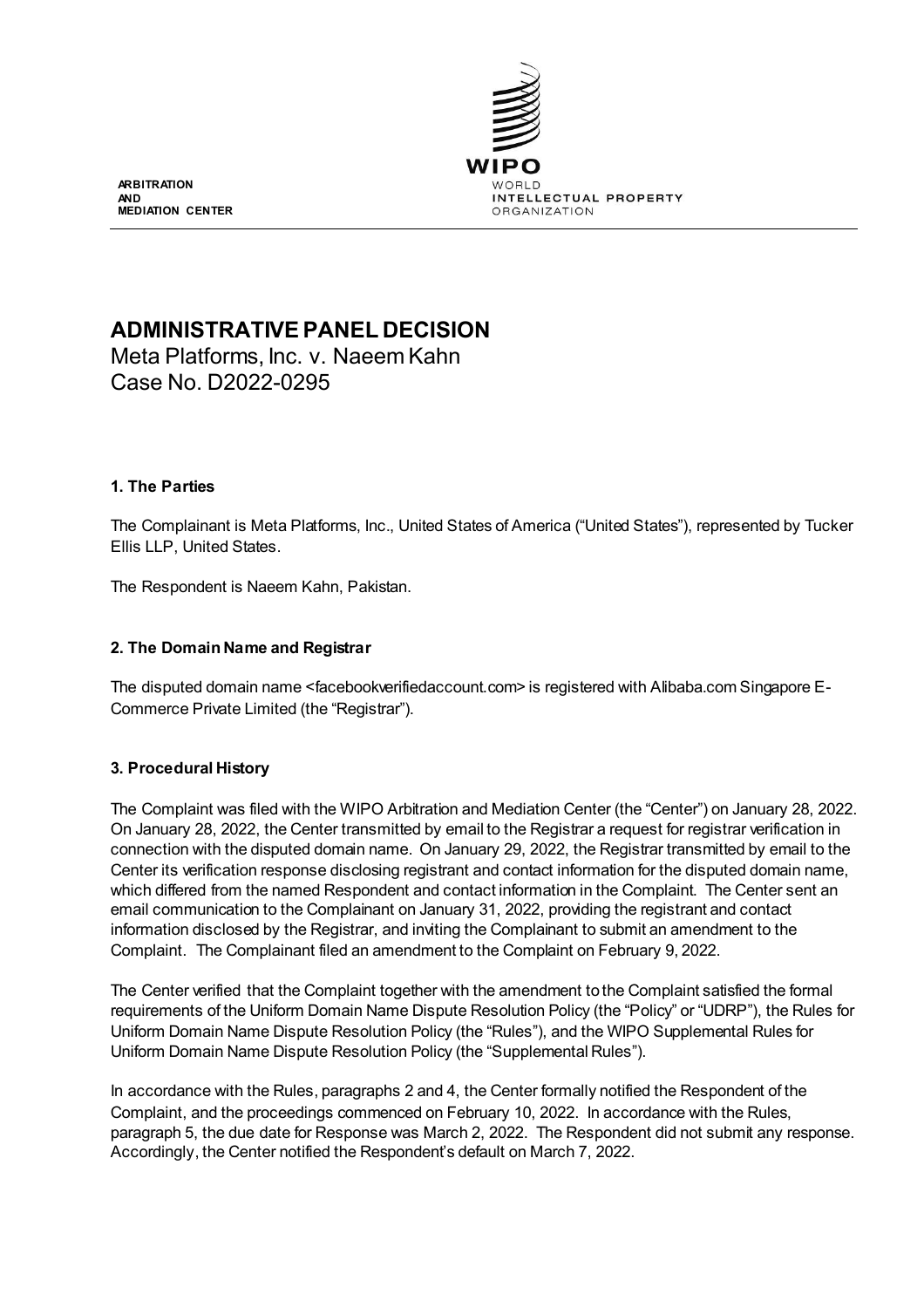ARBITRATION
AND
MEDIATION CENTER

WIPO
WORLD
INTELLECTUAL PROPERTY
ORGANIZATION

# ADMINISTRATIVE PANEL DECISION

Meta Platforms, Inc. v. Naeem Kahn
Case No. D2022-0295

## 1. The Parties

The Complainant is Meta Platforms, Inc., United States of America ("United States"), represented by Tucker Ellis LLP, United States.

The Respondent is Naeem Kahn, Pakistan.

## 2. The Domain Name and Registrar

The disputed domain name <facebookverifiedaccount.com> is registered with Alibaba.com Singapore E-Commerce Private Limited (the "Registrar").

## 3. Procedural History

The Complaint was filed with the WIPO Arbitration and Mediation Center (the "Center") on January 28, 2022. On January 28, 2022, the Center transmitted by email to the Registrar a request for registrar verification in connection with the disputed domain name. On January 29, 2022, the Registrar transmitted by email to the Center its verification response disclosing registrant and contact information for the disputed domain name, which differed from the named Respondent and contact information in the Complaint. The Center sent an email communication to the Complainant on January 31, 2022, providing the registrant and contact information disclosed by the Registrar, and inviting the Complainant to submit an amendment to the Complaint. The Complainant filed an amendment to the Complaint on February 9, 2022.

The Center verified that the Complaint together with the amendment to the Complaint satisfied the formal requirements of the Uniform Domain Name Dispute Resolution Policy (the "Policy" or "UDRP"), the Rules for Uniform Domain Name Dispute Resolution Policy (the "Rules"), and the WIPO Supplemental Rules for Uniform Domain Name Dispute Resolution Policy (the "Supplemental Rules").

In accordance with the Rules, paragraphs 2 and 4, the Center formally notified the Respondent of the Complaint, and the proceedings commenced on February 10, 2022. In accordance with the Rules, paragraph 5, the due date for Response was March 2, 2022. The Respondent did not submit any response. Accordingly, the Center notified the Respondent's default on March 7, 2022.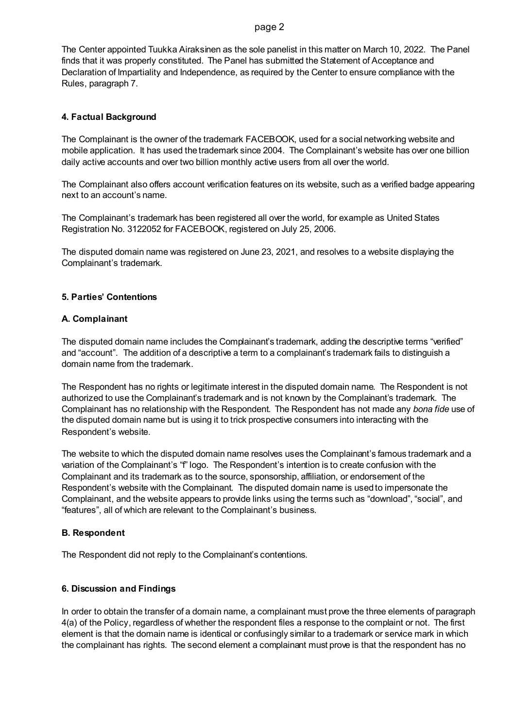The Center appointed Tuukka Airaksinen as the sole panelist in this matter on March 10, 2022. The Panel finds that it was properly constituted. The Panel has submitted the Statement of Acceptance and Declaration of Impartiality and Independence, as required by the Center to ensure compliance with the Rules, paragraph 7.

## 4. Factual Background

The Complainant is the owner of the trademark FACEBOOK, used for a social networking website and mobile application. It has used the trademark since 2004. The Complainant's website has over one billion daily active accounts and over two billion monthly active users from all over the world.

The Complainant also offers account verification features on its website, such as a verified badge appearing next to an account's name.

The Complainant's trademark has been registered all over the world, for example as United States Registration No. 3122052 for FACEBOOK, registered on July 25, 2006.

The disputed domain name was registered on June 23, 2021, and resolves to a website displaying the Complainant's trademark.

## 5. Parties' Contentions

### A. Complainant

The disputed domain name includes the Complainant's trademark, adding the descriptive terms "verified" and "account". The addition of a descriptive a term to a complainant's trademark fails to distinguish a domain name from the trademark.

The Respondent has no rights or legitimate interest in the disputed domain name. The Respondent is not authorized to use the Complainant's trademark and is not known by the Complainant's trademark. The Complainant has no relationship with the Respondent. The Respondent has not made any *bona fide* use of the disputed domain name but is using it to trick prospective consumers into interacting with the Respondent's website.

The website to which the disputed domain name resolves uses the Complainant's famous trademark and a variation of the Complainant's "f" logo. The Respondent's intention is to create confusion with the Complainant and its trademark as to the source, sponsorship, affiliation, or endorsement of the Respondent's website with the Complainant. The disputed domain name is used to impersonate the Complainant, and the website appears to provide links using the terms such as "download", "social", and "features", all of which are relevant to the Complainant's business.

### B. Respondent

The Respondent did not reply to the Complainant's contentions.

## 6. Discussion and Findings

In order to obtain the transfer of a domain name, a complainant must prove the three elements of paragraph 4(a) of the Policy, regardless of whether the respondent files a response to the complaint or not. The first element is that the domain name is identical or confusingly similar to a trademark or service mark in which the complainant has rights. The second element a complainant must prove is that the respondent has no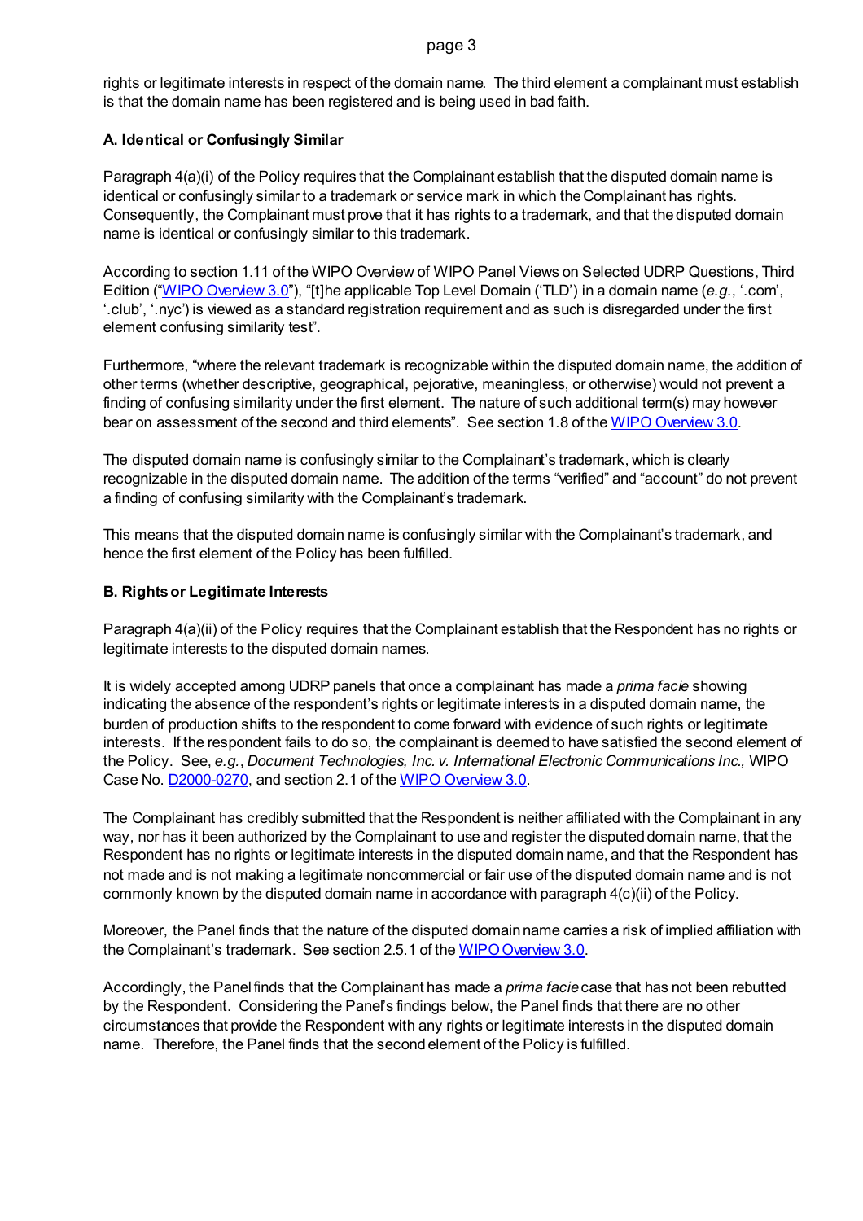rights or legitimate interests in respect of the domain name. The third element a complainant must establish is that the domain name has been registered and is being used in bad faith.

### A. Identical or Confusingly Similar

Paragraph 4(a)(i) of the Policy requires that the Complainant establish that the disputed domain name is identical or confusingly similar to a trademark or service mark in which the Complainant has rights. Consequently, the Complainant must prove that it has rights to a trademark, and that the disputed domain name is identical or confusingly similar to this trademark.

According to section 1.11 of the WIPO Overview of WIPO Panel Views on Selected UDRP Questions, Third Edition ("WIPO Overview 3.0"), "[t]he applicable Top Level Domain ('TLD') in a domain name (*e.g.*, '.com', '.club', '.nyc') is viewed as a standard registration requirement and as such is disregarded under the first element confusing similarity test".

Furthermore, "where the relevant trademark is recognizable within the disputed domain name, the addition of other terms (whether descriptive, geographical, pejorative, meaningless, or otherwise) would not prevent a finding of confusing similarity under the first element. The nature of such additional term(s) may however bear on assessment of the second and third elements". See section 1.8 of the WIPO Overview 3.0.

The disputed domain name is confusingly similar to the Complainant's trademark, which is clearly recognizable in the disputed domain name. The addition of the terms "verified" and "account" do not prevent a finding of confusing similarity with the Complainant's trademark.

This means that the disputed domain name is confusingly similar with the Complainant's trademark, and hence the first element of the Policy has been fulfilled.

### B. Rights or Legitimate Interests

Paragraph 4(a)(ii) of the Policy requires that the Complainant establish that the Respondent has no rights or legitimate interests to the disputed domain names.

It is widely accepted among UDRP panels that once a complainant has made a *prima facie* showing indicating the absence of the respondent's rights or legitimate interests in a disputed domain name, the burden of production shifts to the respondent to come forward with evidence of such rights or legitimate interests. If the respondent fails to do so, the complainant is deemed to have satisfied the second element of the Policy. See, *e.g.*, *Document Technologies, Inc. v. International Electronic Communications Inc.,* WIPO Case No. D2000-0270, and section 2.1 of the WIPO Overview 3.0.

The Complainant has credibly submitted that the Respondent is neither affiliated with the Complainant in any way, nor has it been authorized by the Complainant to use and register the disputed domain name, that the Respondent has no rights or legitimate interests in the disputed domain name, and that the Respondent has not made and is not making a legitimate noncommercial or fair use of the disputed domain name and is not commonly known by the disputed domain name in accordance with paragraph 4(c)(ii) of the Policy.

Moreover, the Panel finds that the nature of the disputed domain name carries a risk of implied affiliation with the Complainant's trademark. See section 2.5.1 of the WIPO Overview 3.0.

Accordingly, the Panel finds that the Complainant has made a *prima facie* case that has not been rebutted by the Respondent. Considering the Panel's findings below, the Panel finds that there are no other circumstances that provide the Respondent with any rights or legitimate interests in the disputed domain name. Therefore, the Panel finds that the second element of the Policy is fulfilled.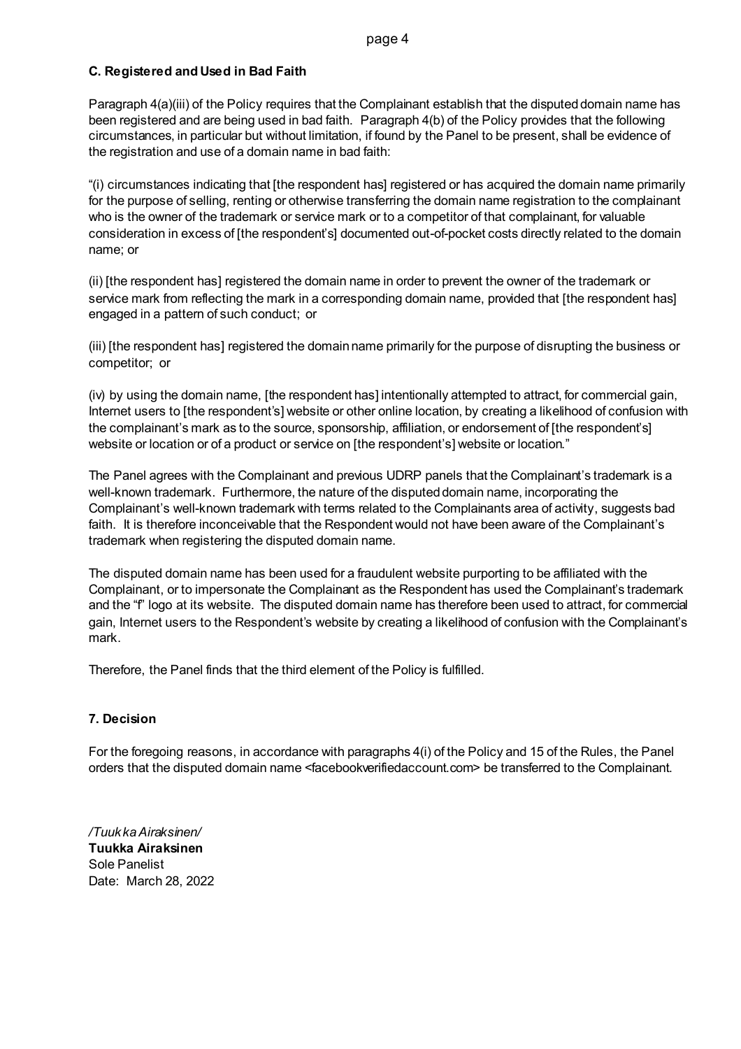### C. Registered and Used in Bad Faith

Paragraph 4(a)(iii) of the Policy requires that the Complainant establish that the disputed domain name has been registered and are being used in bad faith. Paragraph 4(b) of the Policy provides that the following circumstances, in particular but without limitation, if found by the Panel to be present, shall be evidence of the registration and use of a domain name in bad faith:

"(i) circumstances indicating that [the respondent has] registered or has acquired the domain name primarily for the purpose of selling, renting or otherwise transferring the domain name registration to the complainant who is the owner of the trademark or service mark or to a competitor of that complainant, for valuable consideration in excess of [the respondent's] documented out-of-pocket costs directly related to the domain name; or

(ii) [the respondent has] registered the domain name in order to prevent the owner of the trademark or service mark from reflecting the mark in a corresponding domain name, provided that [the respondent has] engaged in a pattern of such conduct; or

(iii) [the respondent has] registered the domain name primarily for the purpose of disrupting the business or competitor; or

(iv) by using the domain name, [the respondent has] intentionally attempted to attract, for commercial gain, Internet users to [the respondent's] website or other online location, by creating a likelihood of confusion with the complainant's mark as to the source, sponsorship, affiliation, or endorsement of [the respondent's] website or location or of a product or service on [the respondent's] website or location."

The Panel agrees with the Complainant and previous UDRP panels that the Complainant's trademark is a well-known trademark. Furthermore, the nature of the disputed domain name, incorporating the Complainant's well-known trademark with terms related to the Complainants area of activity, suggests bad faith. It is therefore inconceivable that the Respondent would not have been aware of the Complainant's trademark when registering the disputed domain name.

The disputed domain name has been used for a fraudulent website purporting to be affiliated with the Complainant, or to impersonate the Complainant as the Respondent has used the Complainant's trademark and the "f" logo at its website. The disputed domain name has therefore been used to attract, for commercial gain, Internet users to the Respondent's website by creating a likelihood of confusion with the Complainant's mark.

Therefore, the Panel finds that the third element of the Policy is fulfilled.

## 7. Decision

For the foregoing reasons, in accordance with paragraphs 4(i) of the Policy and 15 of the Rules, the Panel orders that the disputed domain name <facebookverifiedaccount.com> be transferred to the Complainant.

*/Tuukka Airaksinen/*
**Tuukka Airaksinen**
Sole Panelist
Date: March 28, 2022